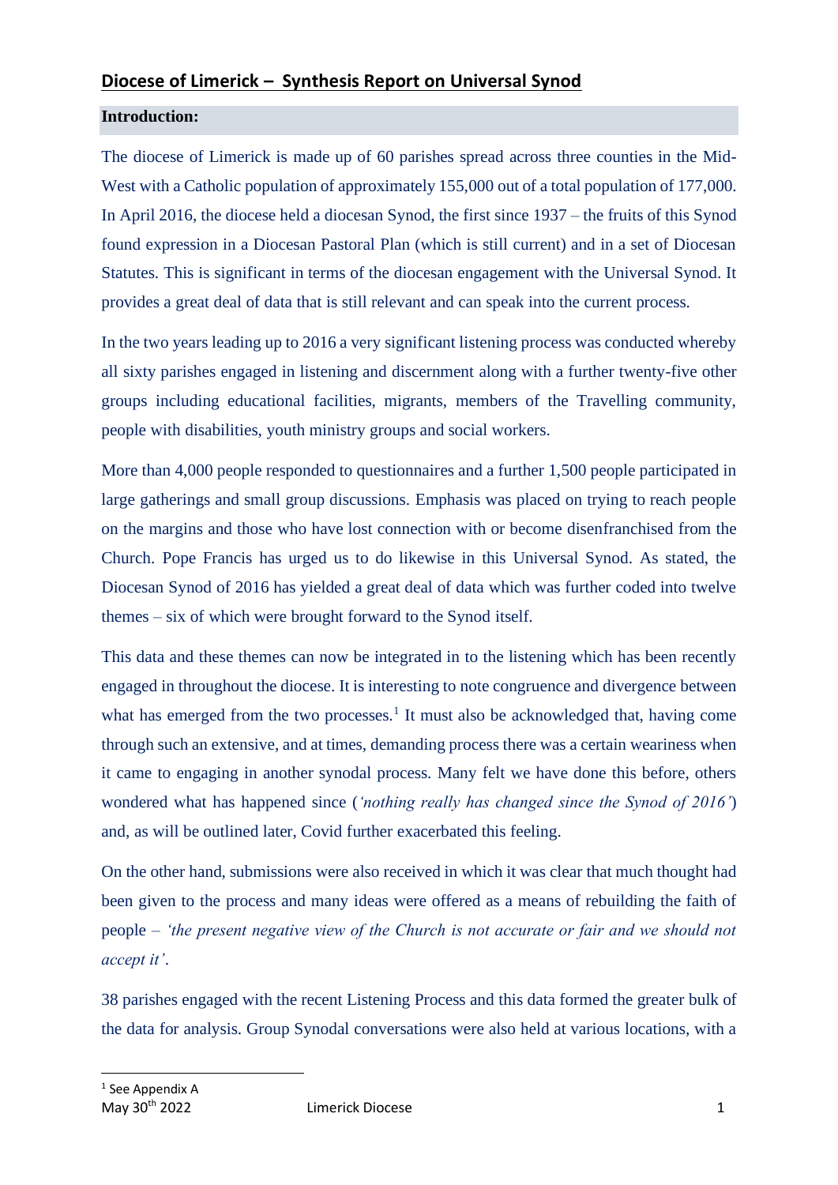# Diocese of Limerick – Synthesis Report on Universal Synod

## Introduction:

The diocese of Limerick is made up of 60 parishes spread across three counties in the Mid-West with a Catholic population of approximately 155,000 out of a total population of 177,000. In April 2016, the diocese held a diocesan Synod, the first since 1937 – the fruits of this Synod found expression in a Diocesan Pastoral Plan (which is still current) and in a set of Diocesan Statutes. This is significant in terms of the diocesan engagement with the Universal Synod. It provides a great deal of data that is still relevant and can speak into the current process.

In the two years leading up to 2016 a very significant listening process was conducted whereby all sixty parishes engaged in listening and discernment along with a further twenty-five other groups including educational facilities, migrants, members of the Travelling community, people with disabilities, youth ministry groups and social workers.

More than 4,000 people responded to questionnaires and a further 1,500 people participated in large gatherings and small group discussions. Emphasis was placed on trying to reach people on the margins and those who have lost connection with or become disenfranchised from the Church. Pope Francis has urged us to do likewise in this Universal Synod. As stated, the Diocesan Synod of 2016 has yielded a great deal of data which was further coded into twelve themes – six of which were brought forward to the Synod itself.

This data and these themes can now be integrated in to the listening which has been recently engaged in throughout the diocese. It is interesting to note congruence and divergence between what has emerged from the two processes.[1] It must also be acknowledged that, having come through such an extensive, and at times, demanding process there was a certain weariness when it came to engaging in another synodal process. Many felt we have done this before, others wondered what has happened since (*'nothing really has changed since the Synod of 2016'*) and, as will be outlined later, Covid further exacerbated this feeling.

On the other hand, submissions were also received in which it was clear that much thought had been given to the process and many ideas were offered as a means of rebuilding the faith of people – *'the present negative view of the Church is not accurate or fair and we should not accept it'*.

38 parishes engaged with the recent Listening Process and this data formed the greater bulk of the data for analysis. Group Synodal conversations were also held at various locations, with a

[1] See Appendix A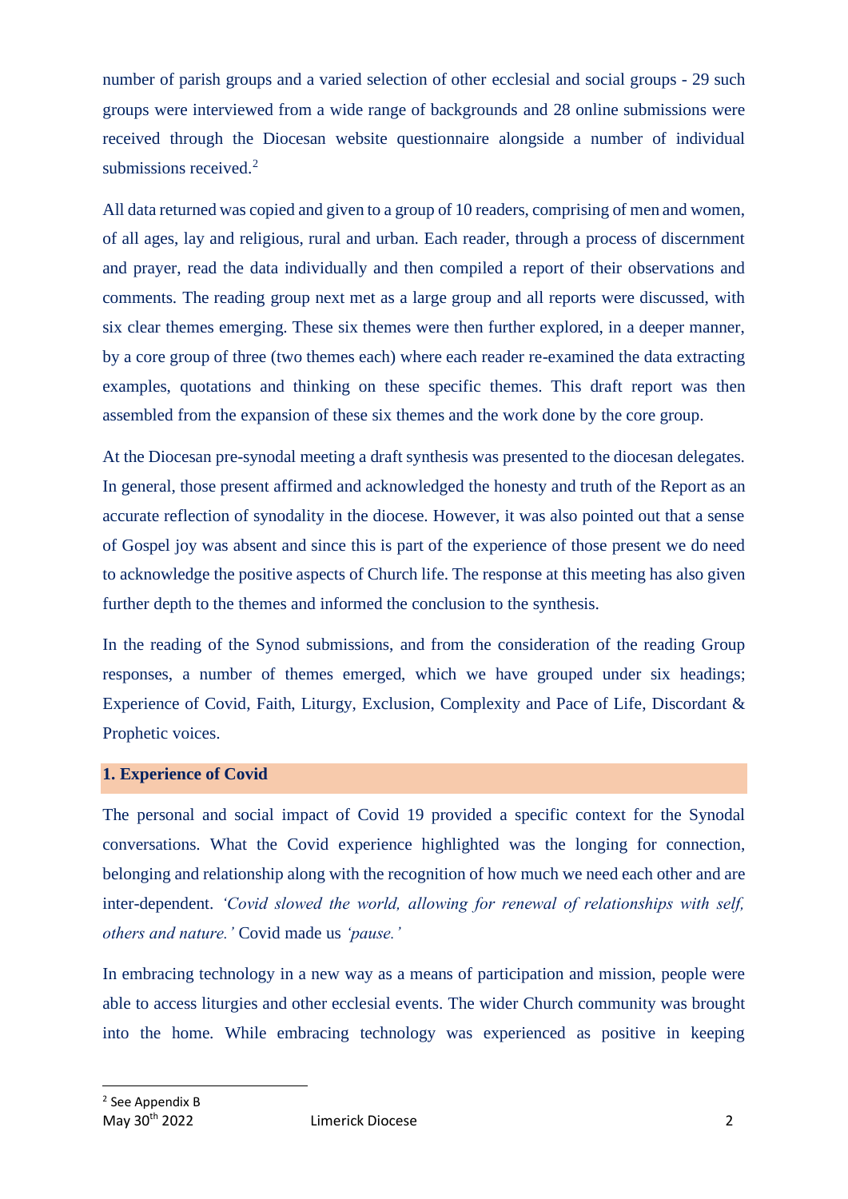number of parish groups and a varied selection of other ecclesial and social groups - 29 such groups were interviewed from a wide range of backgrounds and 28 online submissions were received through the Diocesan website questionnaire alongside a number of individual submissions received.[2]

All data returned was copied and given to a group of 10 readers, comprising of men and women, of all ages, lay and religious, rural and urban. Each reader, through a process of discernment and prayer, read the data individually and then compiled a report of their observations and comments. The reading group next met as a large group and all reports were discussed, with six clear themes emerging. These six themes were then further explored, in a deeper manner, by a core group of three (two themes each) where each reader re-examined the data extracting examples, quotations and thinking on these specific themes. This draft report was then assembled from the expansion of these six themes and the work done by the core group.

At the Diocesan pre-synodal meeting a draft synthesis was presented to the diocesan delegates. In general, those present affirmed and acknowledged the honesty and truth of the Report as an accurate reflection of synodality in the diocese. However, it was also pointed out that a sense of Gospel joy was absent and since this is part of the experience of those present we do need to acknowledge the positive aspects of Church life. The response at this meeting has also given further depth to the themes and informed the conclusion to the synthesis.

In the reading of the Synod submissions, and from the consideration of the reading Group responses, a number of themes emerged, which we have grouped under six headings; Experience of Covid, Faith, Liturgy, Exclusion, Complexity and Pace of Life, Discordant & Prophetic voices.

## 1. Experience of Covid

The personal and social impact of Covid 19 provided a specific context for the Synodal conversations. What the Covid experience highlighted was the longing for connection, belonging and relationship along with the recognition of how much we need each other and are inter-dependent. *'Covid slowed the world, allowing for renewal of relationships with self, others and nature.'* Covid made us *'pause.'*

In embracing technology in a new way as a means of participation and mission, people were able to access liturgies and other ecclesial events. The wider Church community was brought into the home. While embracing technology was experienced as positive in keeping

[2] See Appendix B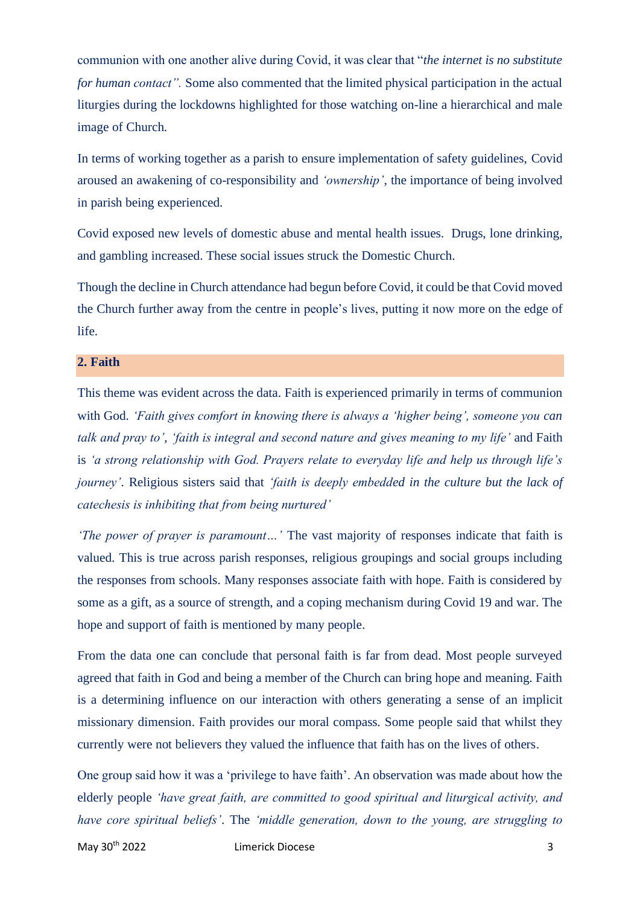communion with one another alive during Covid, it was clear that "*the internet is no substitute for human contact".* Some also commented that the limited physical participation in the actual liturgies during the lockdowns highlighted for those watching on-line a hierarchical and male image of Church.

In terms of working together as a parish to ensure implementation of safety guidelines, Covid aroused an awakening of co-responsibility and *'ownership'*, the importance of being involved in parish being experienced.

Covid exposed new levels of domestic abuse and mental health issues. Drugs, lone drinking, and gambling increased. These social issues struck the Domestic Church.

Though the decline in Church attendance had begun before Covid, it could be that Covid moved the Church further away from the centre in people's lives, putting it now more on the edge of life.

## 2. Faith

This theme was evident across the data. Faith is experienced primarily in terms of communion with God. *'Faith gives comfort in knowing there is always a 'higher being', someone you can talk and pray to'*, *'faith is integral and second nature and gives meaning to my life'* and Faith is *'a strong relationship with God. Prayers relate to everyday life and help us through life's journey'*. Religious sisters said that *'faith is deeply embedded in the culture but the lack of catechesis is inhibiting that from being nurtured'*

*'The power of prayer is paramount…'* The vast majority of responses indicate that faith is valued. This is true across parish responses, religious groupings and social groups including the responses from schools. Many responses associate faith with hope. Faith is considered by some as a gift, as a source of strength, and a coping mechanism during Covid 19 and war. The hope and support of faith is mentioned by many people.

From the data one can conclude that personal faith is far from dead. Most people surveyed agreed that faith in God and being a member of the Church can bring hope and meaning. Faith is a determining influence on our interaction with others generating a sense of an implicit missionary dimension. Faith provides our moral compass. Some people said that whilst they currently were not believers they valued the influence that faith has on the lives of others.

One group said how it was a 'privilege to have faith'. An observation was made about how the elderly people *'have great faith, are committed to good spiritual and liturgical activity, and have core spiritual beliefs'*. The *'middle generation, down to the young, are struggling to*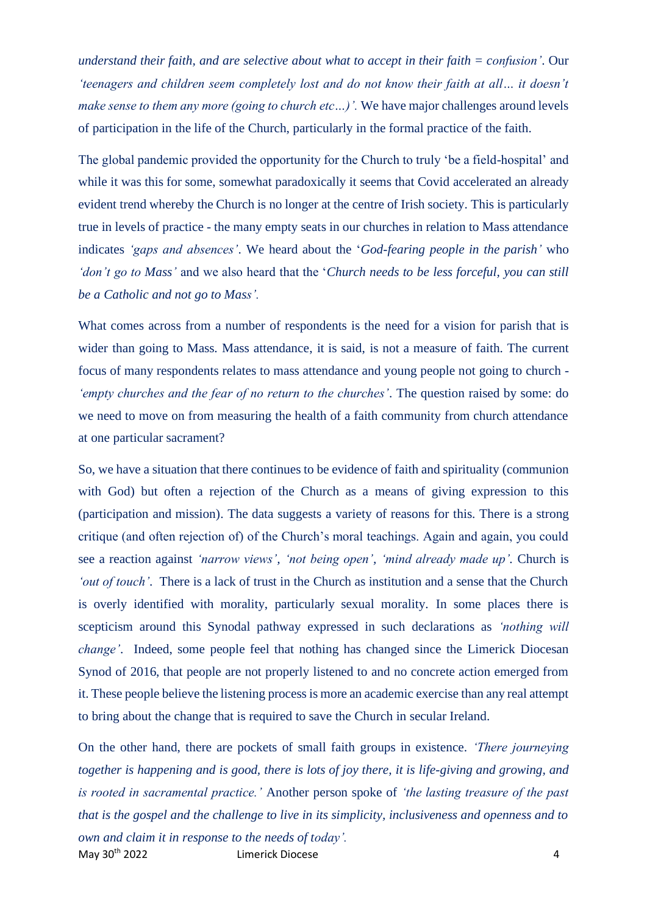*understand their faith, and are selective about what to accept in their faith = confusion'*. Our *'teenagers and children seem completely lost and do not know their faith at all… it doesn't make sense to them any more (going to church etc…)'.* We have major challenges around levels of participation in the life of the Church, particularly in the formal practice of the faith.

The global pandemic provided the opportunity for the Church to truly 'be a field-hospital' and while it was this for some, somewhat paradoxically it seems that Covid accelerated an already evident trend whereby the Church is no longer at the centre of Irish society. This is particularly true in levels of practice - the many empty seats in our churches in relation to Mass attendance indicates *'gaps and absences'*. We heard about the '*God-fearing people in the parish'* who *'don't go to Mass'* and we also heard that the '*Church needs to be less forceful, you can still be a Catholic and not go to Mass'.*

What comes across from a number of respondents is the need for a vision for parish that is wider than going to Mass. Mass attendance, it is said, is not a measure of faith. The current focus of many respondents relates to mass attendance and young people not going to church - *'empty churches and the fear of no return to the churches'*. The question raised by some: do we need to move on from measuring the health of a faith community from church attendance at one particular sacrament?

So, we have a situation that there continues to be evidence of faith and spirituality (communion with God) but often a rejection of the Church as a means of giving expression to this (participation and mission). The data suggests a variety of reasons for this. There is a strong critique (and often rejection of) of the Church's moral teachings. Again and again, you could see a reaction against *'narrow views'*, *'not being open'*, *'mind already made up'*. Church is *'out of touch'*. There is a lack of trust in the Church as institution and a sense that the Church is overly identified with morality, particularly sexual morality. In some places there is scepticism around this Synodal pathway expressed in such declarations as *'nothing will change'*. Indeed, some people feel that nothing has changed since the Limerick Diocesan Synod of 2016, that people are not properly listened to and no concrete action emerged from it. These people believe the listening process is more an academic exercise than any real attempt to bring about the change that is required to save the Church in secular Ireland.

On the other hand, there are pockets of small faith groups in existence. *'There journeying together is happening and is good, there is lots of joy there, it is life-giving and growing, and is rooted in sacramental practice.'* Another person spoke of *'the lasting treasure of the past that is the gospel and the challenge to live in its simplicity, inclusiveness and openness and to own and claim it in response to the needs of today'.*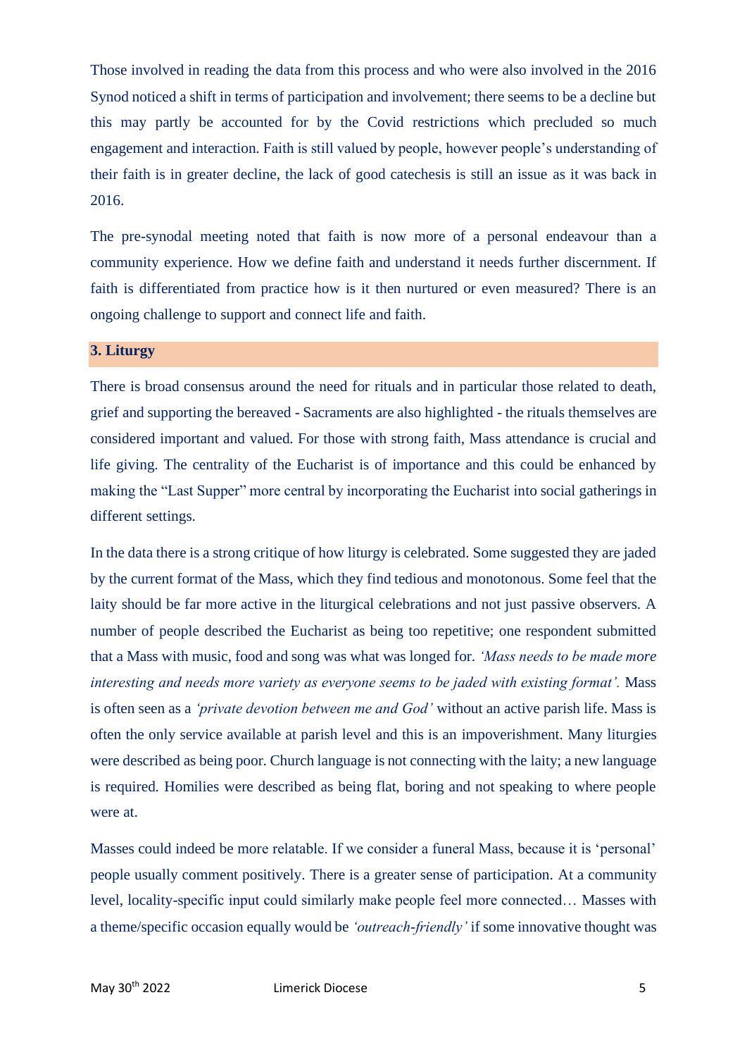Those involved in reading the data from this process and who were also involved in the 2016 Synod noticed a shift in terms of participation and involvement; there seems to be a decline but this may partly be accounted for by the Covid restrictions which precluded so much engagement and interaction. Faith is still valued by people, however people's understanding of their faith is in greater decline, the lack of good catechesis is still an issue as it was back in 2016.

The pre-synodal meeting noted that faith is now more of a personal endeavour than a community experience. How we define faith and understand it needs further discernment. If faith is differentiated from practice how is it then nurtured or even measured? There is an ongoing challenge to support and connect life and faith.

## 3. Liturgy

There is broad consensus around the need for rituals and in particular those related to death, grief and supporting the bereaved - Sacraments are also highlighted - the rituals themselves are considered important and valued. For those with strong faith, Mass attendance is crucial and life giving. The centrality of the Eucharist is of importance and this could be enhanced by making the "Last Supper" more central by incorporating the Eucharist into social gatherings in different settings.

In the data there is a strong critique of how liturgy is celebrated. Some suggested they are jaded by the current format of the Mass, which they find tedious and monotonous. Some feel that the laity should be far more active in the liturgical celebrations and not just passive observers. A number of people described the Eucharist as being too repetitive; one respondent submitted that a Mass with music, food and song was what was longed for. *'Mass needs to be made more interesting and needs more variety as everyone seems to be jaded with existing format'.* Mass is often seen as a *'private devotion between me and God'* without an active parish life. Mass is often the only service available at parish level and this is an impoverishment. Many liturgies were described as being poor. Church language is not connecting with the laity; a new language is required. Homilies were described as being flat, boring and not speaking to where people were at.

Masses could indeed be more relatable. If we consider a funeral Mass, because it is 'personal' people usually comment positively. There is a greater sense of participation. At a community level, locality-specific input could similarly make people feel more connected… Masses with a theme/specific occasion equally would be *'outreach-friendly'* if some innovative thought was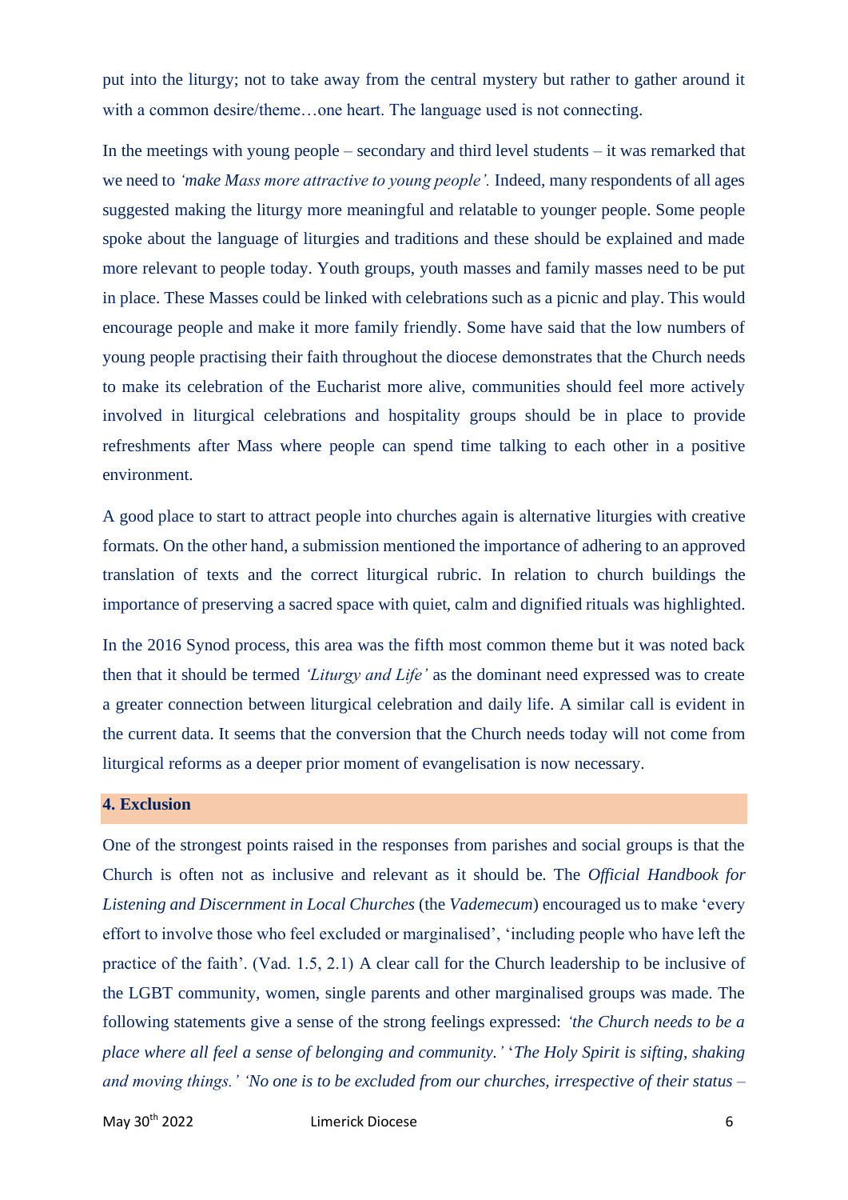put into the liturgy; not to take away from the central mystery but rather to gather around it with a common desire/theme…one heart. The language used is not connecting.

In the meetings with young people – secondary and third level students – it was remarked that we need to *'make Mass more attractive to young people'.* Indeed, many respondents of all ages suggested making the liturgy more meaningful and relatable to younger people. Some people spoke about the language of liturgies and traditions and these should be explained and made more relevant to people today. Youth groups, youth masses and family masses need to be put in place. These Masses could be linked with celebrations such as a picnic and play. This would encourage people and make it more family friendly. Some have said that the low numbers of young people practising their faith throughout the diocese demonstrates that the Church needs to make its celebration of the Eucharist more alive, communities should feel more actively involved in liturgical celebrations and hospitality groups should be in place to provide refreshments after Mass where people can spend time talking to each other in a positive environment.

A good place to start to attract people into churches again is alternative liturgies with creative formats. On the other hand, a submission mentioned the importance of adhering to an approved translation of texts and the correct liturgical rubric. In relation to church buildings the importance of preserving a sacred space with quiet, calm and dignified rituals was highlighted.

In the 2016 Synod process, this area was the fifth most common theme but it was noted back then that it should be termed *'Liturgy and Life'* as the dominant need expressed was to create a greater connection between liturgical celebration and daily life. A similar call is evident in the current data. It seems that the conversion that the Church needs today will not come from liturgical reforms as a deeper prior moment of evangelisation is now necessary.

## 4. Exclusion

One of the strongest points raised in the responses from parishes and social groups is that the Church is often not as inclusive and relevant as it should be. The *Official Handbook for Listening and Discernment in Local Churches* (the *Vademecum*) encouraged us to make 'every effort to involve those who feel excluded or marginalised', 'including people who have left the practice of the faith'. (Vad. 1.5, 2.1) A clear call for the Church leadership to be inclusive of the LGBT community, women, single parents and other marginalised groups was made. The following statements give a sense of the strong feelings expressed: *'the Church needs to be a place where all feel a sense of belonging and community.'* '*The Holy Spirit is sifting, shaking and moving things.' 'No one is to be excluded from our churches, irrespective of their status –*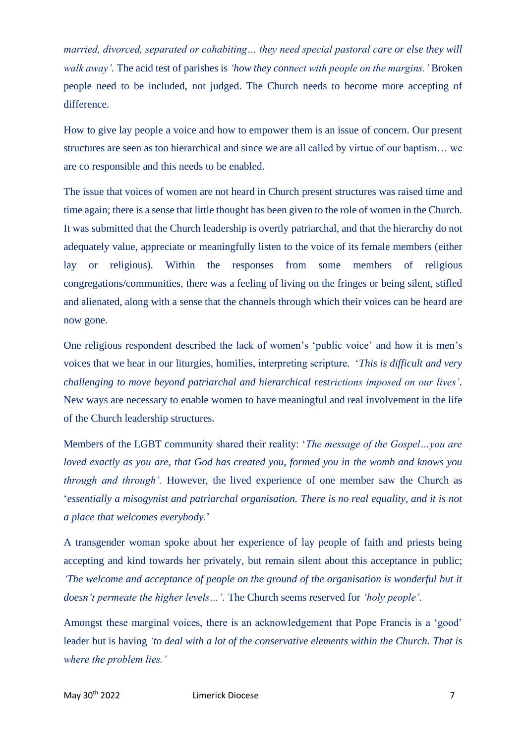*married, divorced, separated or cohabiting… they need special pastoral care or else they will walk away'*. The acid test of parishes is *'how they connect with people on the margins.'* Broken people need to be included, not judged. The Church needs to become more accepting of difference.

How to give lay people a voice and how to empower them is an issue of concern. Our present structures are seen as too hierarchical and since we are all called by virtue of our baptism… we are co responsible and this needs to be enabled.

The issue that voices of women are not heard in Church present structures was raised time and time again; there is a sense that little thought has been given to the role of women in the Church. It was submitted that the Church leadership is overtly patriarchal, and that the hierarchy do not adequately value, appreciate or meaningfully listen to the voice of its female members (either lay or religious). Within the responses from some members of religious congregations/communities, there was a feeling of living on the fringes or being silent, stifled and alienated, along with a sense that the channels through which their voices can be heard are now gone.

One religious respondent described the lack of women's 'public voice' and how it is men's voices that we hear in our liturgies, homilies, interpreting scripture. '*This is difficult and very challenging to move beyond patriarchal and hierarchical restrictions imposed on our lives'*. New ways are necessary to enable women to have meaningful and real involvement in the life of the Church leadership structures.

Members of the LGBT community shared their reality: '*The message of the Gospel…you are loved exactly as you are, that God has created you, formed you in the womb and knows you through and through'.* However, the lived experience of one member saw the Church as '*essentially a misogynist and patriarchal organisation. There is no real equality, and it is not a place that welcomes everybody*.'

A transgender woman spoke about her experience of lay people of faith and priests being accepting and kind towards her privately, but remain silent about this acceptance in public; *'The welcome and acceptance of people on the ground of the organisation is wonderful but it doesn't permeate the higher levels…'*. The Church seems reserved for *'holy people'*.

Amongst these marginal voices, there is an acknowledgement that Pope Francis is a 'good' leader but is having *'to deal with a lot of the conservative elements within the Church. That is where the problem lies.'*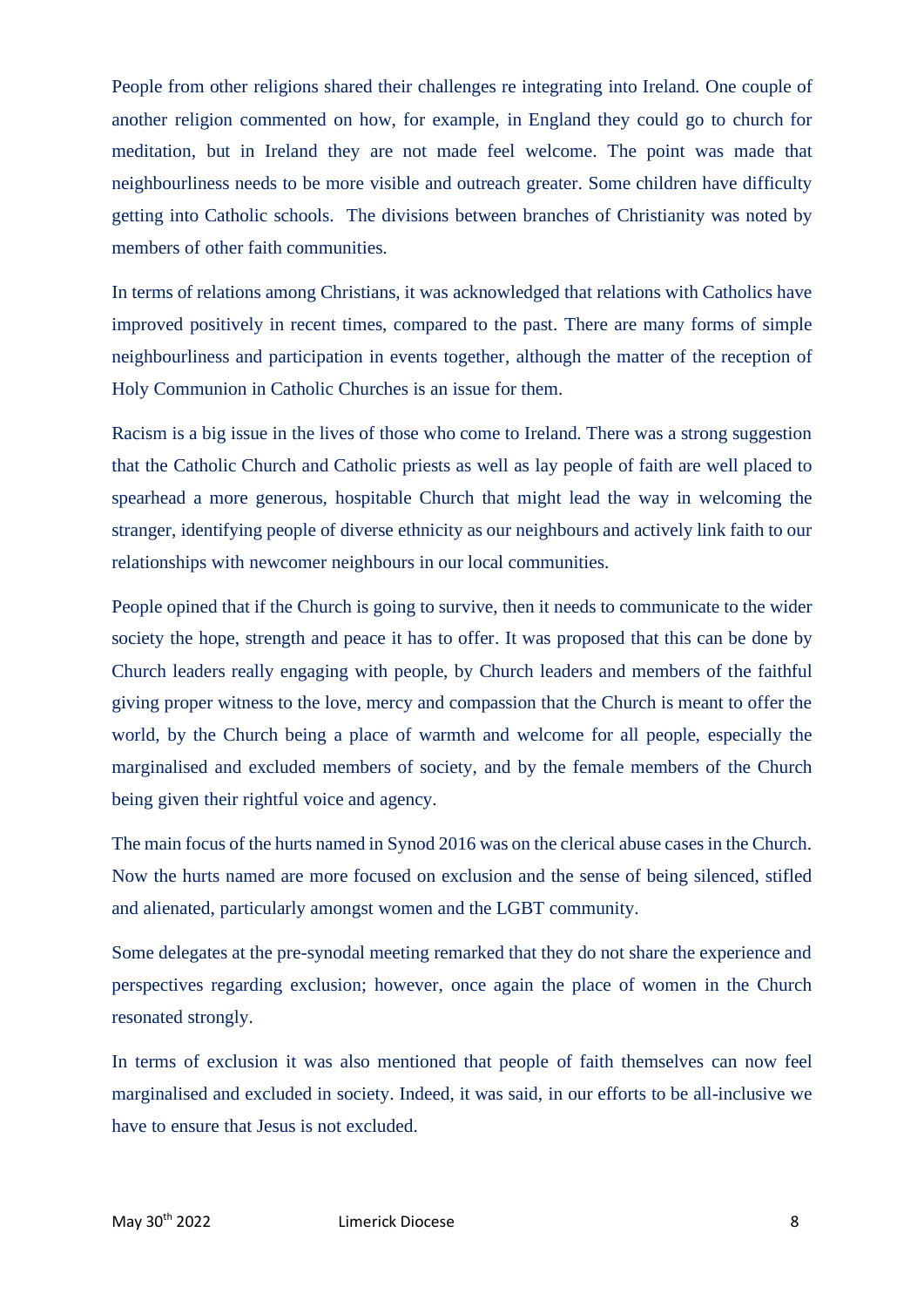People from other religions shared their challenges re integrating into Ireland. One couple of another religion commented on how, for example, in England they could go to church for meditation, but in Ireland they are not made feel welcome. The point was made that neighbourliness needs to be more visible and outreach greater. Some children have difficulty getting into Catholic schools. The divisions between branches of Christianity was noted by members of other faith communities.

In terms of relations among Christians, it was acknowledged that relations with Catholics have improved positively in recent times, compared to the past. There are many forms of simple neighbourliness and participation in events together, although the matter of the reception of Holy Communion in Catholic Churches is an issue for them.

Racism is a big issue in the lives of those who come to Ireland. There was a strong suggestion that the Catholic Church and Catholic priests as well as lay people of faith are well placed to spearhead a more generous, hospitable Church that might lead the way in welcoming the stranger, identifying people of diverse ethnicity as our neighbours and actively link faith to our relationships with newcomer neighbours in our local communities.

People opined that if the Church is going to survive, then it needs to communicate to the wider society the hope, strength and peace it has to offer. It was proposed that this can be done by Church leaders really engaging with people, by Church leaders and members of the faithful giving proper witness to the love, mercy and compassion that the Church is meant to offer the world, by the Church being a place of warmth and welcome for all people, especially the marginalised and excluded members of society, and by the female members of the Church being given their rightful voice and agency.

The main focus of the hurts named in Synod 2016 was on the clerical abuse cases in the Church. Now the hurts named are more focused on exclusion and the sense of being silenced, stifled and alienated, particularly amongst women and the LGBT community.

Some delegates at the pre-synodal meeting remarked that they do not share the experience and perspectives regarding exclusion; however, once again the place of women in the Church resonated strongly.

In terms of exclusion it was also mentioned that people of faith themselves can now feel marginalised and excluded in society. Indeed, it was said, in our efforts to be all-inclusive we have to ensure that Jesus is not excluded.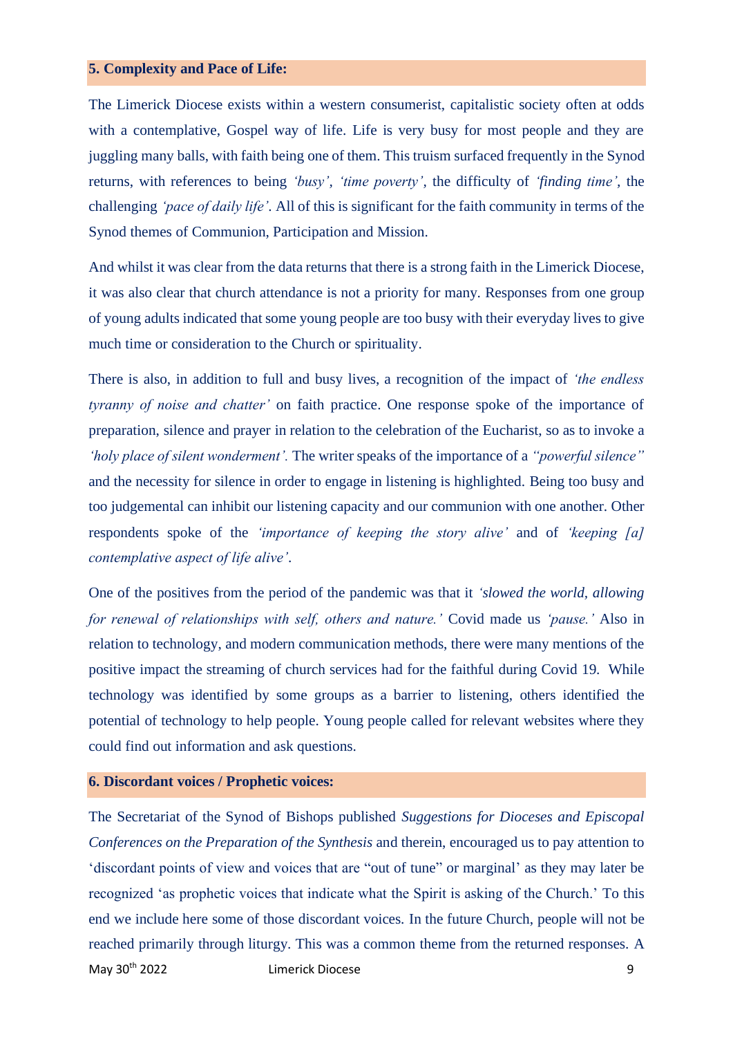### 5. Complexity and Pace of Life:

The Limerick Diocese exists within a western consumerist, capitalistic society often at odds with a contemplative, Gospel way of life. Life is very busy for most people and they are juggling many balls, with faith being one of them. This truism surfaced frequently in the Synod returns, with references to being *'busy'*, *'time poverty'*, the difficulty of *'finding time'*, the challenging *'pace of daily life'*. All of this is significant for the faith community in terms of the Synod themes of Communion, Participation and Mission.

And whilst it was clear from the data returns that there is a strong faith in the Limerick Diocese, it was also clear that church attendance is not a priority for many. Responses from one group of young adults indicated that some young people are too busy with their everyday lives to give much time or consideration to the Church or spirituality.

There is also, in addition to full and busy lives, a recognition of the impact of *'the endless tyranny of noise and chatter'* on faith practice. One response spoke of the importance of preparation, silence and prayer in relation to the celebration of the Eucharist, so as to invoke a *'holy place of silent wonderment'.* The writer speaks of the importance of a *"powerful silence"* and the necessity for silence in order to engage in listening is highlighted. Being too busy and too judgemental can inhibit our listening capacity and our communion with one another. Other respondents spoke of the *'importance of keeping the story alive'* and of *'keeping [a] contemplative aspect of life alive'*.

One of the positives from the period of the pandemic was that it *'slowed the world, allowing for renewal of relationships with self, others and nature.'* Covid made us *'pause.'* Also in relation to technology, and modern communication methods, there were many mentions of the positive impact the streaming of church services had for the faithful during Covid 19. While technology was identified by some groups as a barrier to listening, others identified the potential of technology to help people. Young people called for relevant websites where they could find out information and ask questions.

### 6. Discordant voices / Prophetic voices:

The Secretariat of the Synod of Bishops published *Suggestions for Dioceses and Episcopal Conferences on the Preparation of the Synthesis* and therein, encouraged us to pay attention to 'discordant points of view and voices that are "out of tune" or marginal' as they may later be recognized 'as prophetic voices that indicate what the Spirit is asking of the Church.' To this end we include here some of those discordant voices. In the future Church, people will not be reached primarily through liturgy. This was a common theme from the returned responses. A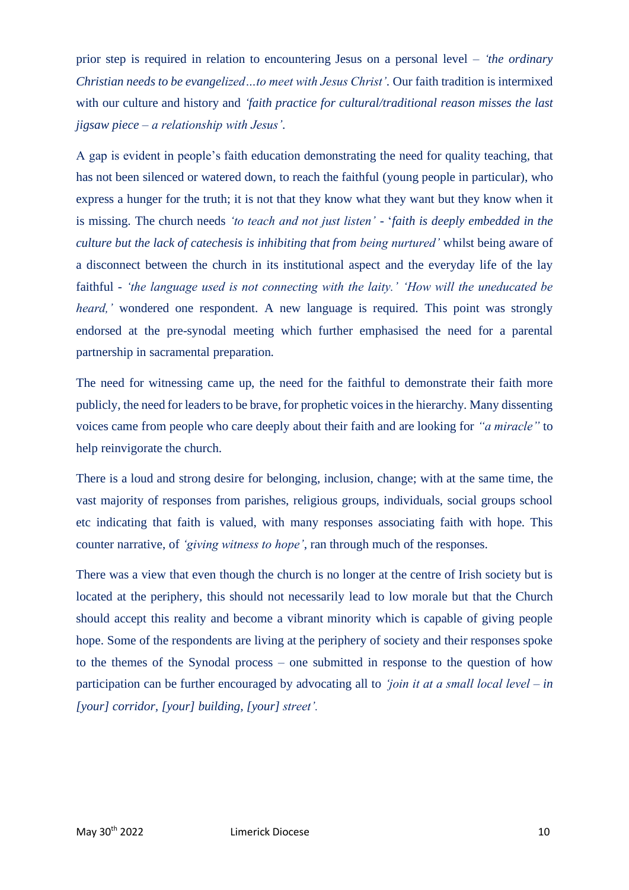prior step is required in relation to encountering Jesus on a personal level – *'the ordinary Christian needs to be evangelized…to meet with Jesus Christ'*. Our faith tradition is intermixed with our culture and history and *'faith practice for cultural/traditional reason misses the last jigsaw piece – a relationship with Jesus'*.

A gap is evident in people's faith education demonstrating the need for quality teaching, that has not been silenced or watered down, to reach the faithful (young people in particular), who express a hunger for the truth; it is not that they know what they want but they know when it is missing. The church needs *'to teach and not just listen'* - '*faith is deeply embedded in the culture but the lack of catechesis is inhibiting that from being nurtured'* whilst being aware of a disconnect between the church in its institutional aspect and the everyday life of the lay faithful - *'the language used is not connecting with the laity.' 'How will the uneducated be heard,'* wondered one respondent. A new language is required. This point was strongly endorsed at the pre-synodal meeting which further emphasised the need for a parental partnership in sacramental preparation.

The need for witnessing came up, the need for the faithful to demonstrate their faith more publicly, the need for leaders to be brave, for prophetic voices in the hierarchy. Many dissenting voices came from people who care deeply about their faith and are looking for *"a miracle"* to help reinvigorate the church.

There is a loud and strong desire for belonging, inclusion, change; with at the same time, the vast majority of responses from parishes, religious groups, individuals, social groups school etc indicating that faith is valued, with many responses associating faith with hope. This counter narrative, of *'giving witness to hope'*, ran through much of the responses.

There was a view that even though the church is no longer at the centre of Irish society but is located at the periphery, this should not necessarily lead to low morale but that the Church should accept this reality and become a vibrant minority which is capable of giving people hope. Some of the respondents are living at the periphery of society and their responses spoke to the themes of the Synodal process – one submitted in response to the question of how participation can be further encouraged by advocating all to *'join it at a small local level – in [your] corridor, [your] building, [your] street'.*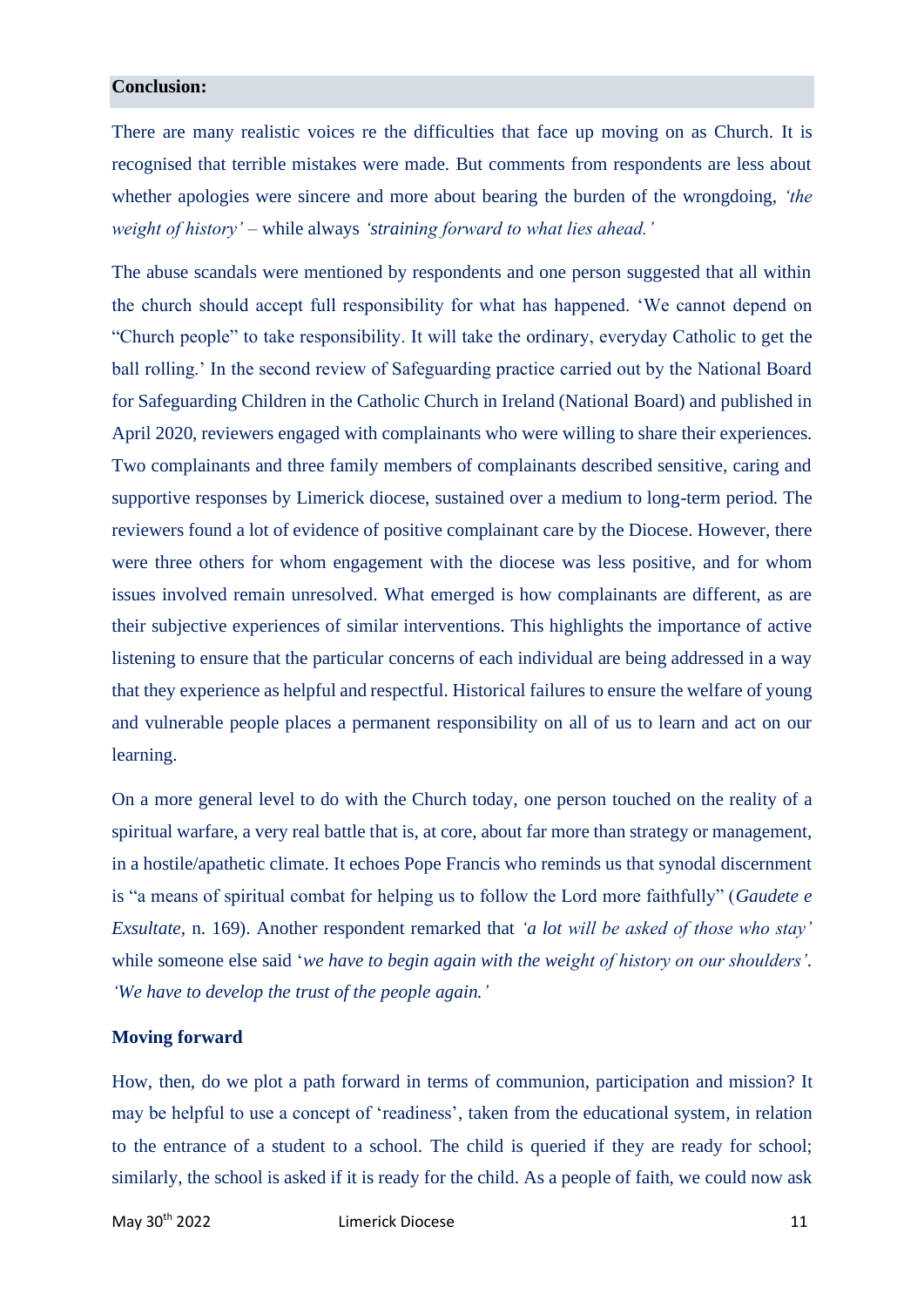## Conclusion:

There are many realistic voices re the difficulties that face up moving on as Church. It is recognised that terrible mistakes were made. But comments from respondents are less about whether apologies were sincere and more about bearing the burden of the wrongdoing, *'the weight of history'* – while always *'straining forward to what lies ahead.'*

The abuse scandals were mentioned by respondents and one person suggested that all within the church should accept full responsibility for what has happened. 'We cannot depend on "Church people" to take responsibility. It will take the ordinary, everyday Catholic to get the ball rolling.' In the second review of Safeguarding practice carried out by the National Board for Safeguarding Children in the Catholic Church in Ireland (National Board) and published in April 2020, reviewers engaged with complainants who were willing to share their experiences. Two complainants and three family members of complainants described sensitive, caring and supportive responses by Limerick diocese, sustained over a medium to long-term period. The reviewers found a lot of evidence of positive complainant care by the Diocese. However, there were three others for whom engagement with the diocese was less positive, and for whom issues involved remain unresolved. What emerged is how complainants are different, as are their subjective experiences of similar interventions. This highlights the importance of active listening to ensure that the particular concerns of each individual are being addressed in a way that they experience as helpful and respectful. Historical failures to ensure the welfare of young and vulnerable people places a permanent responsibility on all of us to learn and act on our learning.

On a more general level to do with the Church today, one person touched on the reality of a spiritual warfare, a very real battle that is, at core, about far more than strategy or management, in a hostile/apathetic climate. It echoes Pope Francis who reminds us that synodal discernment is "a means of spiritual combat for helping us to follow the Lord more faithfully" (*Gaudete e Exsultate*, n. 169). Another respondent remarked that *'a lot will be asked of those who stay'* while someone else said '*we have to begin again with the weight of history on our shoulders'*. *'We have to develop the trust of the people again.'*

### Moving forward

How, then, do we plot a path forward in terms of communion, participation and mission? It may be helpful to use a concept of 'readiness', taken from the educational system, in relation to the entrance of a student to a school. The child is queried if they are ready for school; similarly, the school is asked if it is ready for the child. As a people of faith, we could now ask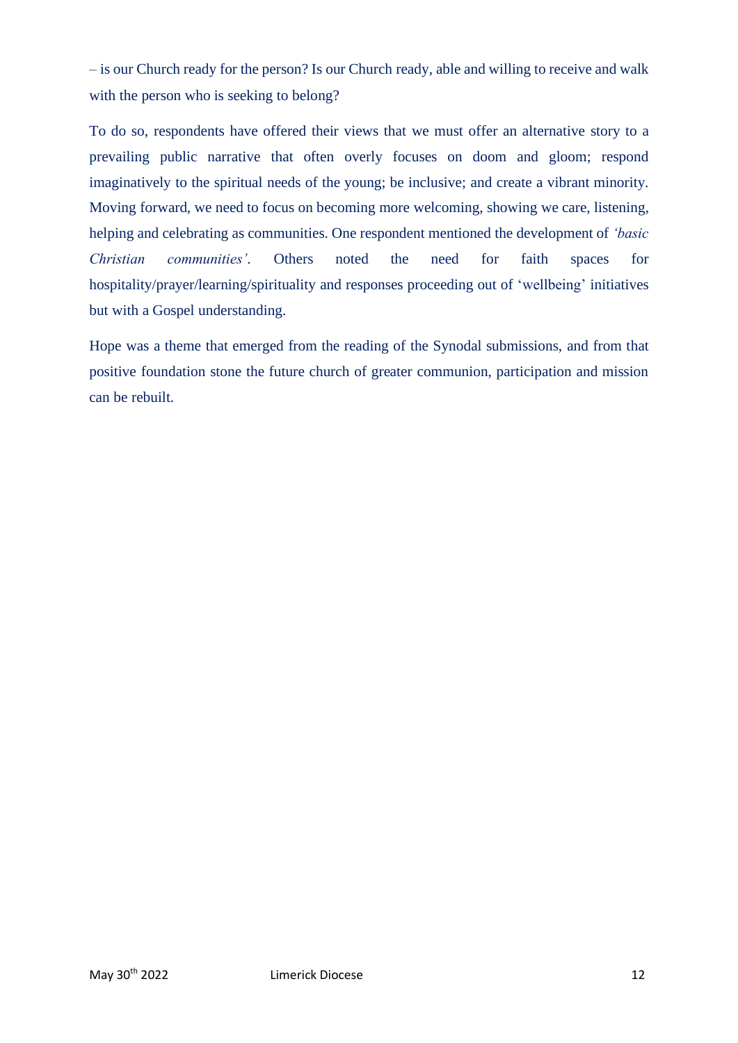– is our Church ready for the person? Is our Church ready, able and willing to receive and walk with the person who is seeking to belong?

To do so, respondents have offered their views that we must offer an alternative story to a prevailing public narrative that often overly focuses on doom and gloom; respond imaginatively to the spiritual needs of the young; be inclusive; and create a vibrant minority. Moving forward, we need to focus on becoming more welcoming, showing we care, listening, helping and celebrating as communities. One respondent mentioned the development of *'basic Christian communities'*. Others noted the need for faith spaces for hospitality/prayer/learning/spirituality and responses proceeding out of 'wellbeing' initiatives but with a Gospel understanding.

Hope was a theme that emerged from the reading of the Synodal submissions, and from that positive foundation stone the future church of greater communion, participation and mission can be rebuilt.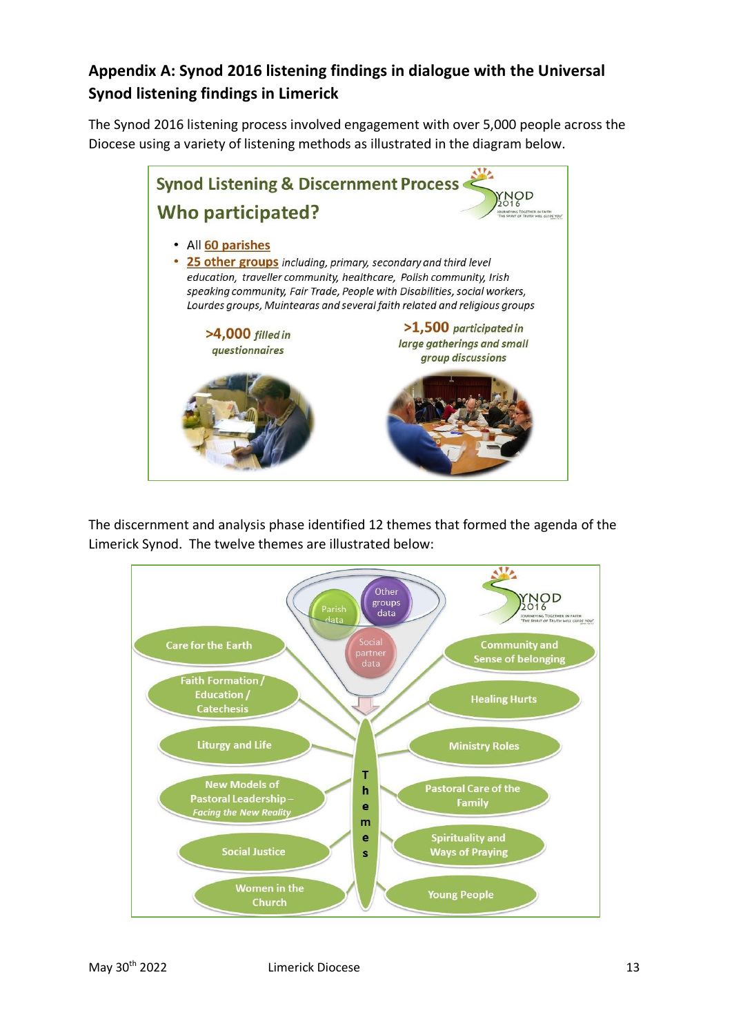## Appendix A: Synod 2016 listening findings in dialogue with the Universal Synod listening findings in Limerick

The Synod 2016 listening process involved engagement with over 5,000 people across the Diocese using a variety of listening methods as illustrated in the diagram below.

**Synod Listening & Discernment Process**

**Who participated?**

- All 60 parishes
- 25 other groups *including, primary, secondary and third level education, traveller community, healthcare, Polish community, Irish speaking community, Fair Trade, People with Disabilities, social workers, Lourdes groups, Muintearas and several faith related and religious groups*

**>4,000** *filled in questionnaires*

**>1,500** *participated in large gatherings and small group discussions*

The discernment and analysis phase identified 12 themes that formed the agenda of the Limerick Synod. The twelve themes are illustrated below:

Parish data | Other groups data | Social partner data

**Themes**

- Care for the Earth
- Faith Formation / Education / Catechesis
- Liturgy and Life
- New Models of Pastoral Leadership – *Facing the New Reality*
- Social Justice
- Women in the Church
- Community and Sense of belonging
- Healing Hurts
- Ministry Roles
- Pastoral Care of the Family
- Spirituality and Ways of Praying
- Young People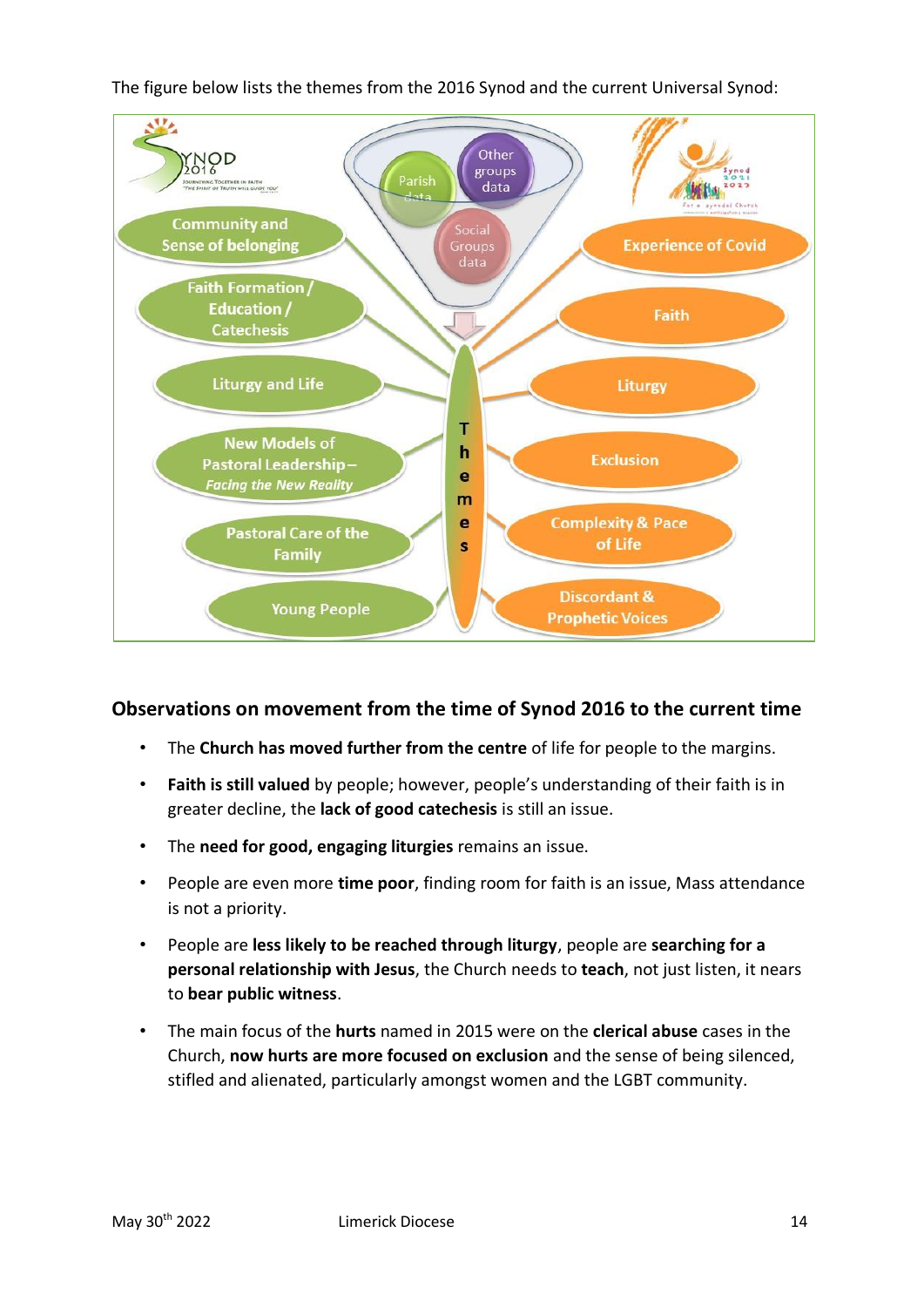The figure below lists the themes from the 2016 Synod and the current Universal Synod:

## Observations on movement from the time of Synod 2016 to the current time

- The **Church has moved further from the centre** of life for people to the margins.
- **Faith is still valued** by people; however, people's understanding of their faith is in greater decline, the **lack of good catechesis** is still an issue.
- The **need for good, engaging liturgies** remains an issue.
- People are even more **time poor**, finding room for faith is an issue, Mass attendance is not a priority.
- People are **less likely to be reached through liturgy**, people are **searching for a personal relationship with Jesus**, the Church needs to **teach**, not just listen, it nears to **bear public witness**.
- The main focus of the **hurts** named in 2015 were on the **clerical abuse** cases in the Church, **now hurts are more focused on exclusion** and the sense of being silenced, stifled and alienated, particularly amongst women and the LGBT community.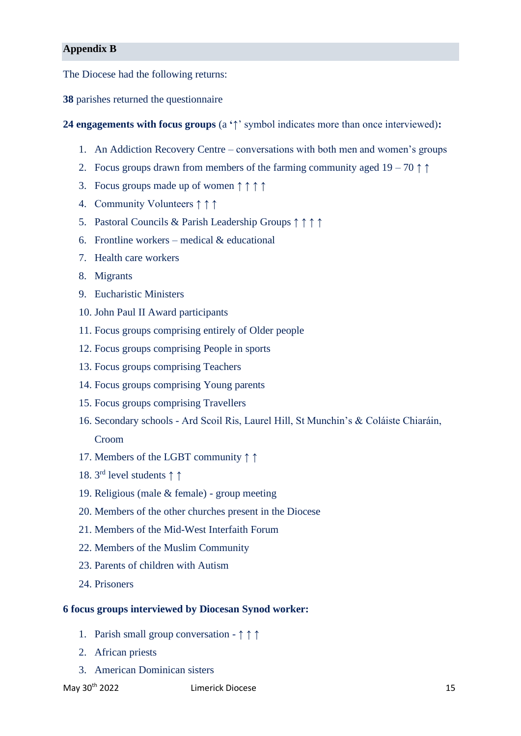## Appendix B

The Diocese had the following returns:

**38** parishes returned the questionnaire

**24 engagements with focus groups** (a '↑' symbol indicates more than once interviewed)**:**

1. An Addiction Recovery Centre – conversations with both men and women's groups
2. Focus groups drawn from members of the farming community aged 19 – 70 ↑ ↑
3. Focus groups made up of women ↑ ↑ ↑ ↑
4. Community Volunteers ↑ ↑ ↑
5. Pastoral Councils & Parish Leadership Groups ↑ ↑ ↑ ↑
6. Frontline workers – medical & educational
7. Health care workers
8. Migrants
9. Eucharistic Ministers
10. John Paul II Award participants
11. Focus groups comprising entirely of Older people
12. Focus groups comprising People in sports
13. Focus groups comprising Teachers
14. Focus groups comprising Young parents
15. Focus groups comprising Travellers
16. Secondary schools - Ard Scoil Ris, Laurel Hill, St Munchin's & Coláiste Chiaráin, Croom
17. Members of the LGBT community ↑ ↑
18. 3rd level students ↑ ↑
19. Religious (male & female) - group meeting
20. Members of the other churches present in the Diocese
21. Members of the Mid-West Interfaith Forum
22. Members of the Muslim Community
23. Parents of children with Autism
24. Prisoners

**6 focus groups interviewed by Diocesan Synod worker:**

1. Parish small group conversation - ↑ ↑ ↑
2. African priests
3. American Dominican sisters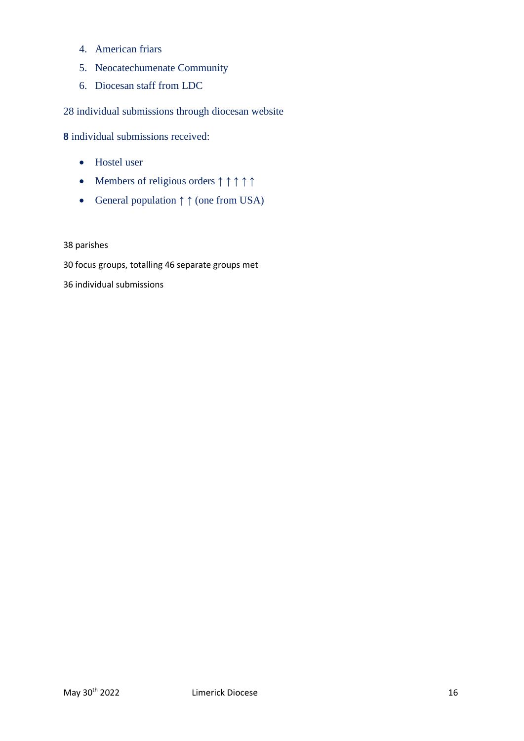4. American friars
5. Neocatechumenate Community
6. Diocesan staff from LDC

28 individual submissions through diocesan website

**8** individual submissions received:

- Hostel user
- Members of religious orders ↑ ↑ ↑ ↑ ↑
- General population ↑ ↑ (one from USA)

38 parishes

30 focus groups, totalling 46 separate groups met

36 individual submissions